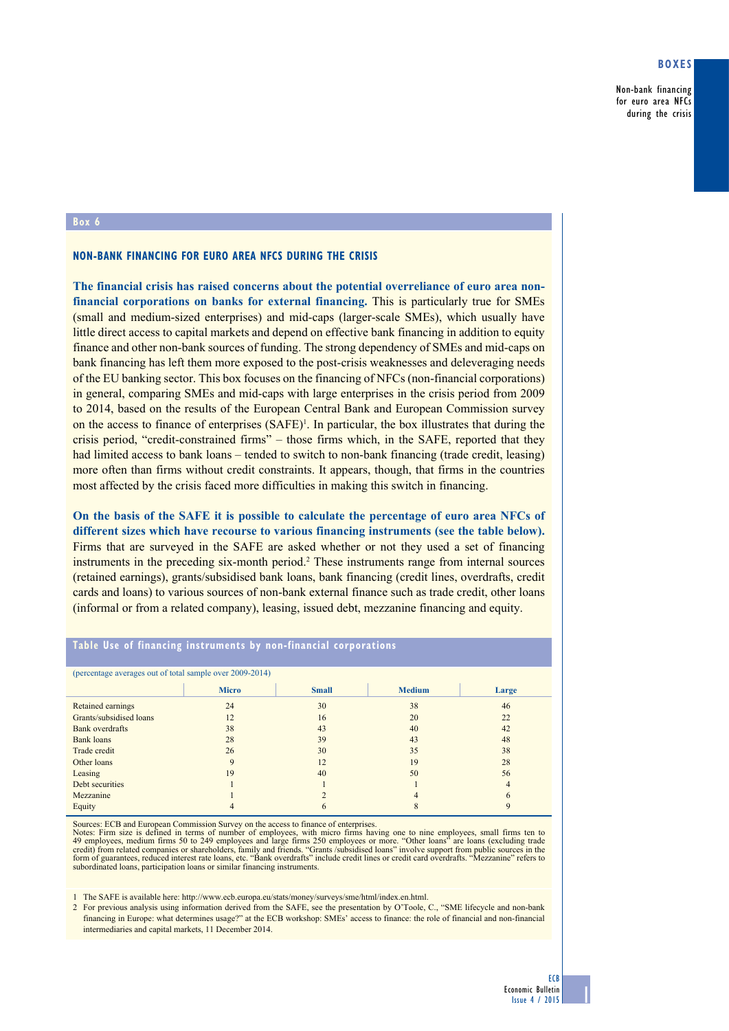## Box 6

### NON-BANK FINANCING FOR EURO AREA NFCS DURING THE CRISIS

**The financial crisis has raised concerns about the potential overreliance of euro area non-financial corporations on banks for external financing.** This is particularly true for SMEs (small and medium-sized enterprises) and mid-caps (larger-scale SMEs), which usually have little direct access to capital markets and depend on effective bank financing in addition to equity finance and other non-bank sources of funding. The strong dependency of SMEs and mid-caps on bank financing has left them more exposed to the post-crisis weaknesses and deleveraging needs of the EU banking sector. This box focuses on the financing of NFCs (non-financial corporations) in general, comparing SMEs and mid-caps with large enterprises in the crisis period from 2009 to 2014, based on the results of the European Central Bank and European Commission survey on the access to finance of enterprises (SAFE)[1]. In particular, the box illustrates that during the crisis period, "credit-constrained firms" – those firms which, in the SAFE, reported that they had limited access to bank loans – tended to switch to non-bank financing (trade credit, leasing) more often than firms without credit constraints. It appears, though, that firms in the countries most affected by the crisis faced more difficulties in making this switch in financing.

**On the basis of the SAFE it is possible to calculate the percentage of euro area NFCs of different sizes which have recourse to various financing instruments (see the table below).** Firms that are surveyed in the SAFE are asked whether or not they used a set of financing instruments in the preceding six-month period.[2] These instruments range from internal sources (retained earnings), grants/subsidised bank loans, bank financing (credit lines, overdrafts, credit cards and loans) to various sources of non-bank external finance such as trade credit, other loans (informal or from a related company), leasing, issued debt, mezzanine financing and equity.

**Table Use of financing instruments by non-financial corporations**

(percentage averages out of total sample over 2009-2014)

| | Micro | Small | Medium | Large |
|---|---|---|---|---|
| Retained earnings | 24 | 30 | 38 | 46 |
| Grants/subsidised loans | 12 | 16 | 20 | 22 |
| Bank overdrafts | 38 | 43 | 40 | 42 |
| Bank loans | 28 | 39 | 43 | 48 |
| Trade credit | 26 | 30 | 35 | 38 |
| Other loans | 9 | 12 | 19 | 28 |
| Leasing | 19 | 40 | 50 | 56 |
| Debt securities | 1 | 1 | 1 | 4 |
| Mezzanine | 1 | 2 | 4 | 6 |
| Equity | 4 | 6 | 8 | 9 |

Sources: ECB and European Commission Survey on the access to finance of enterprises.
Notes: Firm size is defined in terms of number of employees, with micro firms having one to nine employees, small firms ten to 49 employees, medium firms 50 to 249 employees and large firms 250 employees or more. "Other loans" are loans (excluding trade credit) from related companies or shareholders, family and friends. "Grants /subsidised loans" involve support from public sources in the form of guarantees, reduced interest rate loans, etc. "Bank overdrafts" include credit lines or credit card overdrafts. "Mezzanine" refers to subordinated loans, participation loans or similar financing instruments.

1 The SAFE is available here: http://www.ecb.europa.eu/stats/money/surveys/sme/html/index.en.html.

2 For previous analysis using information derived from the SAFE, see the presentation by O'Toole, C., "SME lifecycle and non-bank financing in Europe: what determines usage?" at the ECB workshop: SMEs' access to finance: the role of financial and non-financial intermediaries and capital markets, 11 December 2014.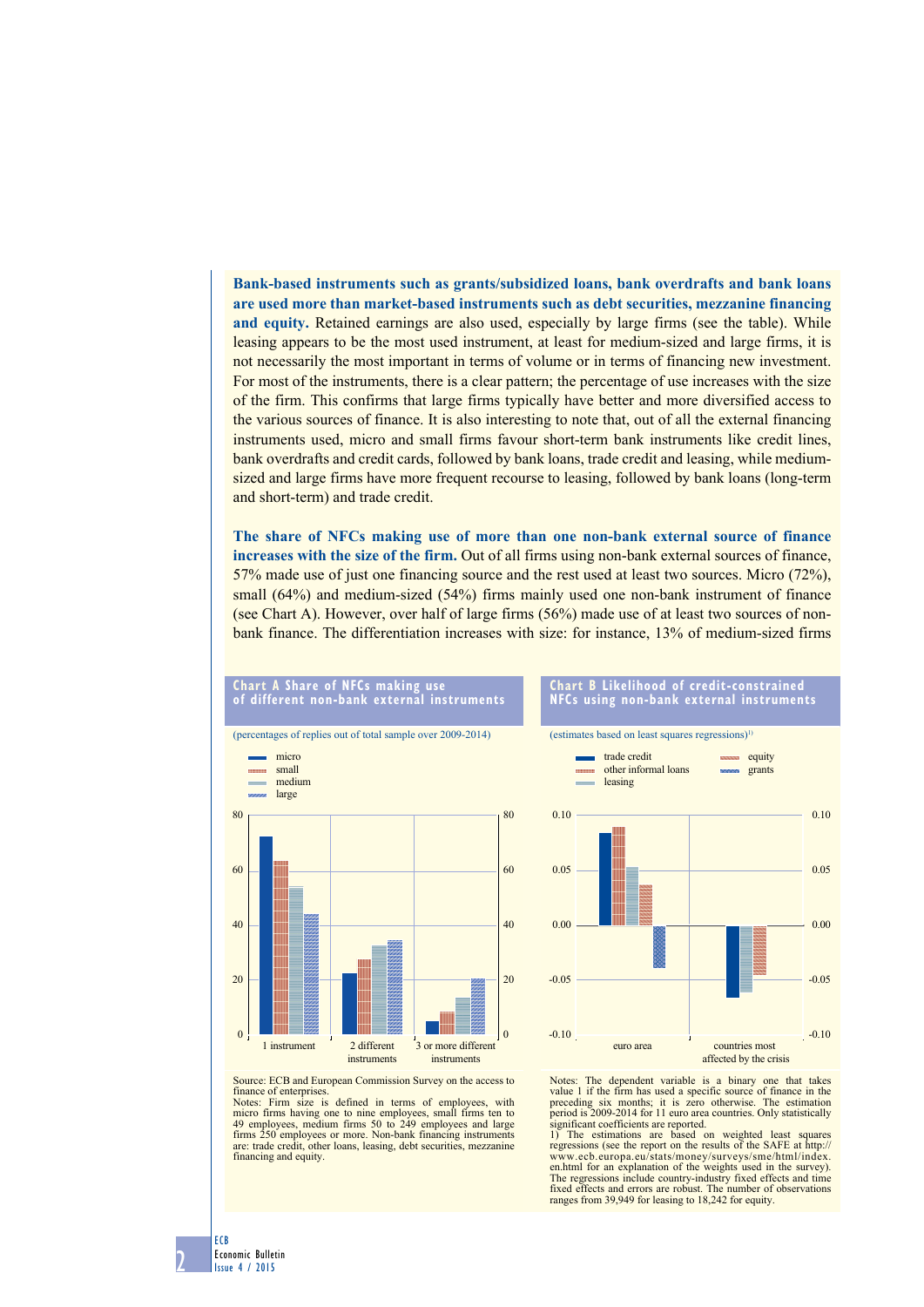**Bank-based instruments such as grants/subsidized loans, bank overdrafts and bank loans are used more than market-based instruments such as debt securities, mezzanine financing and equity.** Retained earnings are also used, especially by large firms (see the table). While leasing appears to be the most used instrument, at least for medium-sized and large firms, it is not necessarily the most important in terms of volume or in terms of financing new investment. For most of the instruments, there is a clear pattern; the percentage of use increases with the size of the firm. This confirms that large firms typically have better and more diversified access to the various sources of finance. It is also interesting to note that, out of all the external financing instruments used, micro and small firms favour short-term bank instruments like credit lines, bank overdrafts and credit cards, followed by bank loans, trade credit and leasing, while medium-sized and large firms have more frequent recourse to leasing, followed by bank loans (long-term and short-term) and trade credit.

**The share of NFCs making use of more than one non-bank external source of finance increases with the size of the firm.** Out of all firms using non-bank external sources of finance, 57% made use of just one financing source and the rest used at least two sources. Micro (72%), small (64%) and medium-sized (54%) firms mainly used one non-bank instrument of finance (see Chart A). However, over half of large firms (56%) made use of at least two sources of non-bank finance. The differentiation increases with size: for instance, 13% of medium-sized firms

**Chart A Share of NFCs making use of different non-bank external instruments**

(percentages of replies out of total sample over 2009-2014)

Source: ECB and European Commission Survey on the access to finance of enterprises.
Notes: Firm size is defined in terms of employees, with micro firms having one to nine employees, small firms ten to 49 employees, medium firms 50 to 249 employees and large firms 250 employees or more. Non-bank financing instruments are: trade credit, other loans, leasing, debt securities, mezzanine financing and equity.

**Chart B Likelihood of credit-constrained NFCs using non-bank external instruments**

(estimates based on least squares regressions)[1]

Notes: The dependent variable is a binary one that takes value 1 if the firm has used a specific source of finance in the preceding six months; it is zero otherwise. The estimation period is 2009-2014 for 11 euro area countries. Only statistically significant coefficients are reported.
1) The estimations are based on weighted least squares regressions (see the report on the results of the SAFE at http://www.ecb.europa.eu/stats/money/surveys/sme/html/index.en.html for an explanation of the weights used in the survey). The regressions include country-industry fixed effects and time fixed effects and errors are robust. The number of observations ranges from 39,949 for leasing to 18,242 for equity.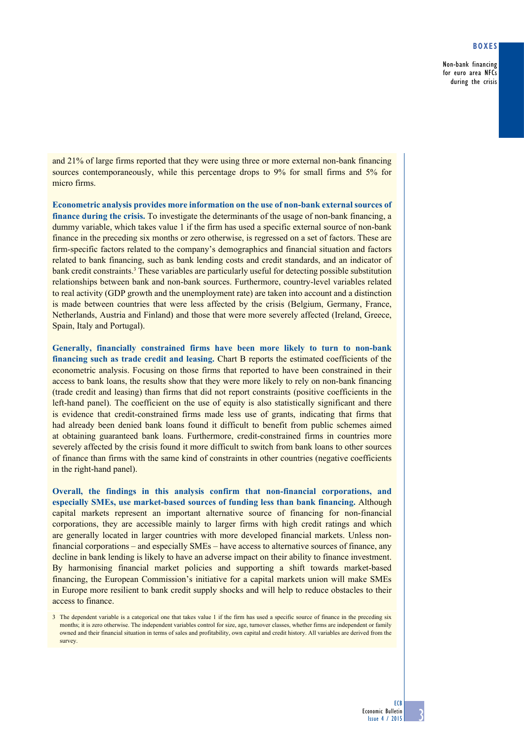and 21% of large firms reported that they were using three or more external non-bank financing sources contemporaneously, while this percentage drops to 9% for small firms and 5% for micro firms.

**Econometric analysis provides more information on the use of non-bank external sources of finance during the crisis.** To investigate the determinants of the usage of non-bank financing, a dummy variable, which takes value 1 if the firm has used a specific external source of non-bank finance in the preceding six months or zero otherwise, is regressed on a set of factors. These are firm-specific factors related to the company's demographics and financial situation and factors related to bank financing, such as bank lending costs and credit standards, and an indicator of bank credit constraints.[3] These variables are particularly useful for detecting possible substitution relationships between bank and non-bank sources. Furthermore, country-level variables related to real activity (GDP growth and the unemployment rate) are taken into account and a distinction is made between countries that were less affected by the crisis (Belgium, Germany, France, Netherlands, Austria and Finland) and those that were more severely affected (Ireland, Greece, Spain, Italy and Portugal).

**Generally, financially constrained firms have been more likely to turn to non-bank financing such as trade credit and leasing.** Chart B reports the estimated coefficients of the econometric analysis. Focusing on those firms that reported to have been constrained in their access to bank loans, the results show that they were more likely to rely on non-bank financing (trade credit and leasing) than firms that did not report constraints (positive coefficients in the left-hand panel). The coefficient on the use of equity is also statistically significant and there is evidence that credit-constrained firms made less use of grants, indicating that firms that had already been denied bank loans found it difficult to benefit from public schemes aimed at obtaining guaranteed bank loans. Furthermore, credit-constrained firms in countries more severely affected by the crisis found it more difficult to switch from bank loans to other sources of finance than firms with the same kind of constraints in other countries (negative coefficients in the right-hand panel).

**Overall, the findings in this analysis confirm that non-financial corporations, and especially SMEs, use market-based sources of funding less than bank financing.** Although capital markets represent an important alternative source of financing for non-financial corporations, they are accessible mainly to larger firms with high credit ratings and which are generally located in larger countries with more developed financial markets. Unless non-financial corporations – and especially SMEs – have access to alternative sources of finance, any decline in bank lending is likely to have an adverse impact on their ability to finance investment. By harmonising financial market policies and supporting a shift towards market-based financing, the European Commission's initiative for a capital markets union will make SMEs in Europe more resilient to bank credit supply shocks and will help to reduce obstacles to their access to finance.

3 The dependent variable is a categorical one that takes value 1 if the firm has used a specific source of finance in the preceding six months; it is zero otherwise. The independent variables control for size, age, turnover classes, whether firms are independent or family owned and their financial situation in terms of sales and profitability, own capital and credit history. All variables are derived from the survey.